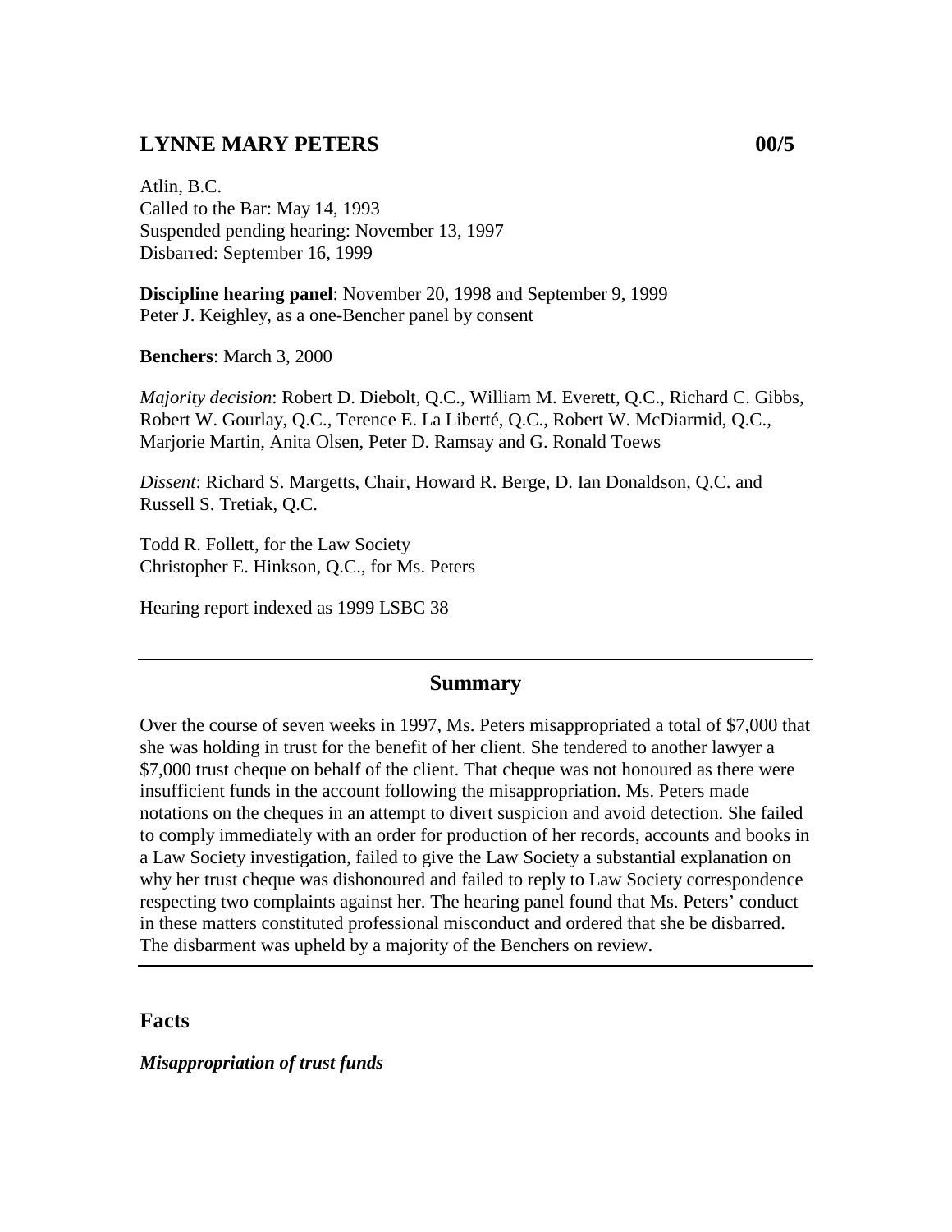# LYNNE MARY PETERS 00/5

Atlin, B.C.
Called to the Bar: May 14, 1993
Suspended pending hearing: November 13, 1997
Disbarred: September 16, 1999

**Discipline hearing panel**: November 20, 1998 and September 9, 1999
Peter J. Keighley, as a one-Bencher panel by consent

**Benchers**: March 3, 2000

*Majority decision*: Robert D. Diebolt, Q.C., William M. Everett, Q.C., Richard C. Gibbs, Robert W. Gourlay, Q.C., Terence E. La Liberté, Q.C., Robert W. McDiarmid, Q.C., Marjorie Martin, Anita Olsen, Peter D. Ramsay and G. Ronald Toews

*Dissent*: Richard S. Margetts, Chair, Howard R. Berge, D. Ian Donaldson, Q.C. and Russell S. Tretiak, Q.C.

Todd R. Follett, for the Law Society
Christopher E. Hinkson, Q.C., for Ms. Peters

Hearing report indexed as 1999 LSBC 38

---

## Summary

Over the course of seven weeks in 1997, Ms. Peters misappropriated a total of $7,000 that she was holding in trust for the benefit of her client. She tendered to another lawyer a $7,000 trust cheque on behalf of the client. That cheque was not honoured as there were insufficient funds in the account following the misappropriation. Ms. Peters made notations on the cheques in an attempt to divert suspicion and avoid detection. She failed to comply immediately with an order for production of her records, accounts and books in a Law Society investigation, failed to give the Law Society a substantial explanation on why her trust cheque was dishonoured and failed to reply to Law Society correspondence respecting two complaints against her. The hearing panel found that Ms. Peters' conduct in these matters constituted professional misconduct and ordered that she be disbarred. The disbarment was upheld by a majority of the Benchers on review.

---

## Facts

### *Misappropriation of trust funds*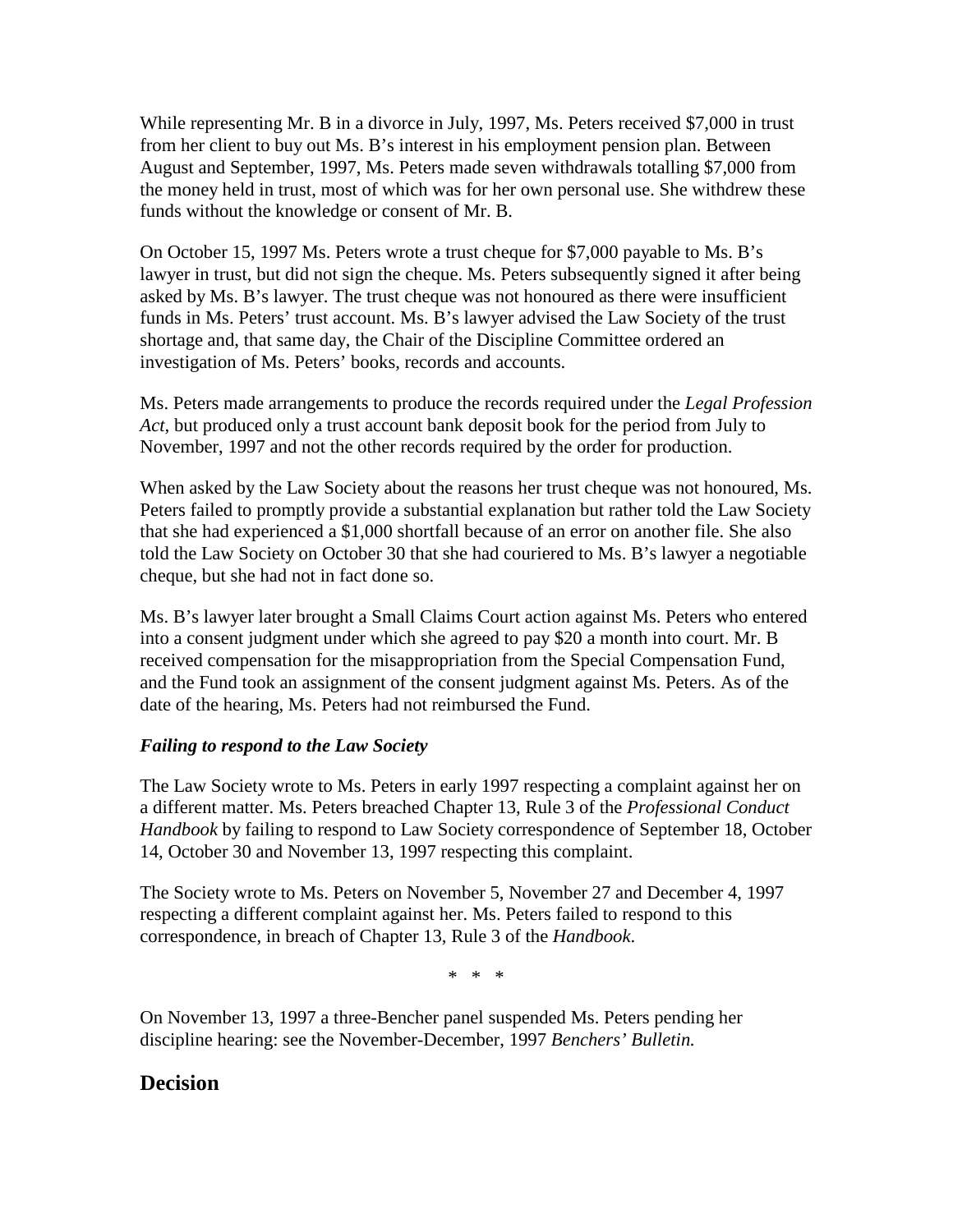While representing Mr. B in a divorce in July, 1997, Ms. Peters received $7,000 in trust from her client to buy out Ms. B's interest in his employment pension plan. Between August and September, 1997, Ms. Peters made seven withdrawals totalling $7,000 from the money held in trust, most of which was for her own personal use. She withdrew these funds without the knowledge or consent of Mr. B.

On October 15, 1997 Ms. Peters wrote a trust cheque for $7,000 payable to Ms. B's lawyer in trust, but did not sign the cheque. Ms. Peters subsequently signed it after being asked by Ms. B's lawyer. The trust cheque was not honoured as there were insufficient funds in Ms. Peters' trust account. Ms. B's lawyer advised the Law Society of the trust shortage and, that same day, the Chair of the Discipline Committee ordered an investigation of Ms. Peters' books, records and accounts.

Ms. Peters made arrangements to produce the records required under the *Legal Profession Act,* but produced only a trust account bank deposit book for the period from July to November, 1997 and not the other records required by the order for production.

When asked by the Law Society about the reasons her trust cheque was not honoured, Ms. Peters failed to promptly provide a substantial explanation but rather told the Law Society that she had experienced a $1,000 shortfall because of an error on another file. She also told the Law Society on October 30 that she had couriered to Ms. B's lawyer a negotiable cheque, but she had not in fact done so.

Ms. B's lawyer later brought a Small Claims Court action against Ms. Peters who entered into a consent judgment under which she agreed to pay $20 a month into court. Mr. B received compensation for the misappropriation from the Special Compensation Fund, and the Fund took an assignment of the consent judgment against Ms. Peters. As of the date of the hearing, Ms. Peters had not reimbursed the Fund.

***Failing to respond to the Law Society***

The Law Society wrote to Ms. Peters in early 1997 respecting a complaint against her on a different matter. Ms. Peters breached Chapter 13, Rule 3 of the *Professional Conduct Handbook* by failing to respond to Law Society correspondence of September 18, October 14, October 30 and November 13, 1997 respecting this complaint.

The Society wrote to Ms. Peters on November 5, November 27 and December 4, 1997 respecting a different complaint against her. Ms. Peters failed to respond to this correspondence, in breach of Chapter 13, Rule 3 of the *Handbook.*

\* \* \*

On November 13, 1997 a three-Bencher panel suspended Ms. Peters pending her discipline hearing: see the November-December, 1997 *Benchers' Bulletin.*

## Decision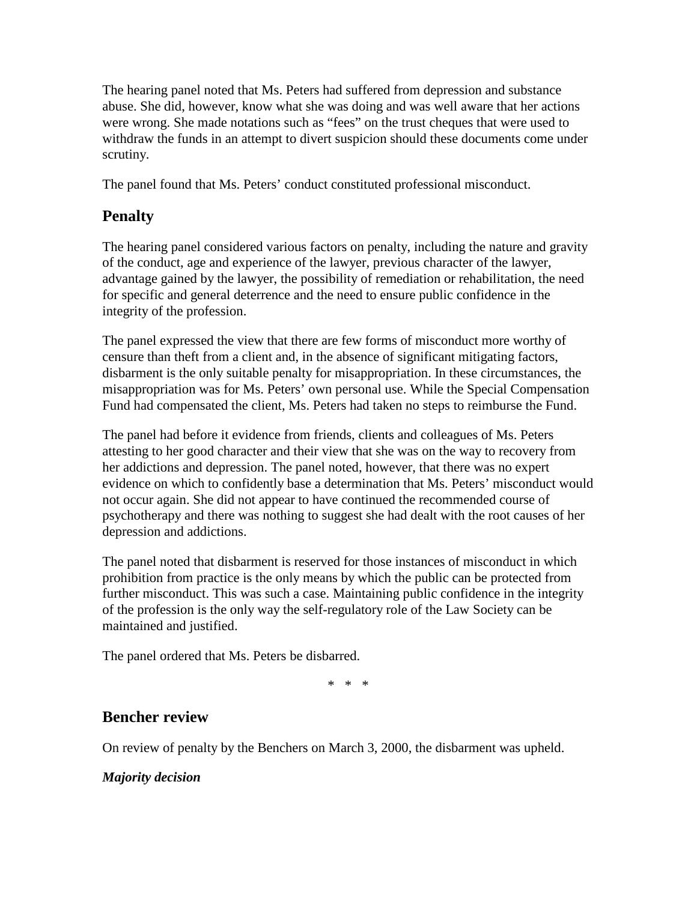The hearing panel noted that Ms. Peters had suffered from depression and substance abuse. She did, however, know what she was doing and was well aware that her actions were wrong. She made notations such as "fees" on the trust cheques that were used to withdraw the funds in an attempt to divert suspicion should these documents come under scrutiny.

The panel found that Ms. Peters' conduct constituted professional misconduct.

## Penalty

The hearing panel considered various factors on penalty, including the nature and gravity of the conduct, age and experience of the lawyer, previous character of the lawyer, advantage gained by the lawyer, the possibility of remediation or rehabilitation, the need for specific and general deterrence and the need to ensure public confidence in the integrity of the profession.

The panel expressed the view that there are few forms of misconduct more worthy of censure than theft from a client and, in the absence of significant mitigating factors, disbarment is the only suitable penalty for misappropriation. In these circumstances, the misappropriation was for Ms. Peters' own personal use. While the Special Compensation Fund had compensated the client, Ms. Peters had taken no steps to reimburse the Fund.

The panel had before it evidence from friends, clients and colleagues of Ms. Peters attesting to her good character and their view that she was on the way to recovery from her addictions and depression. The panel noted, however, that there was no expert evidence on which to confidently base a determination that Ms. Peters' misconduct would not occur again. She did not appear to have continued the recommended course of psychotherapy and there was nothing to suggest she had dealt with the root causes of her depression and addictions.

The panel noted that disbarment is reserved for those instances of misconduct in which prohibition from practice is the only means by which the public can be protected from further misconduct. This was such a case. Maintaining public confidence in the integrity of the profession is the only way the self-regulatory role of the Law Society can be maintained and justified.

The panel ordered that Ms. Peters be disbarred.

\* \* \*

## Bencher review

On review of penalty by the Benchers on March 3, 2000, the disbarment was upheld.

***Majority decision***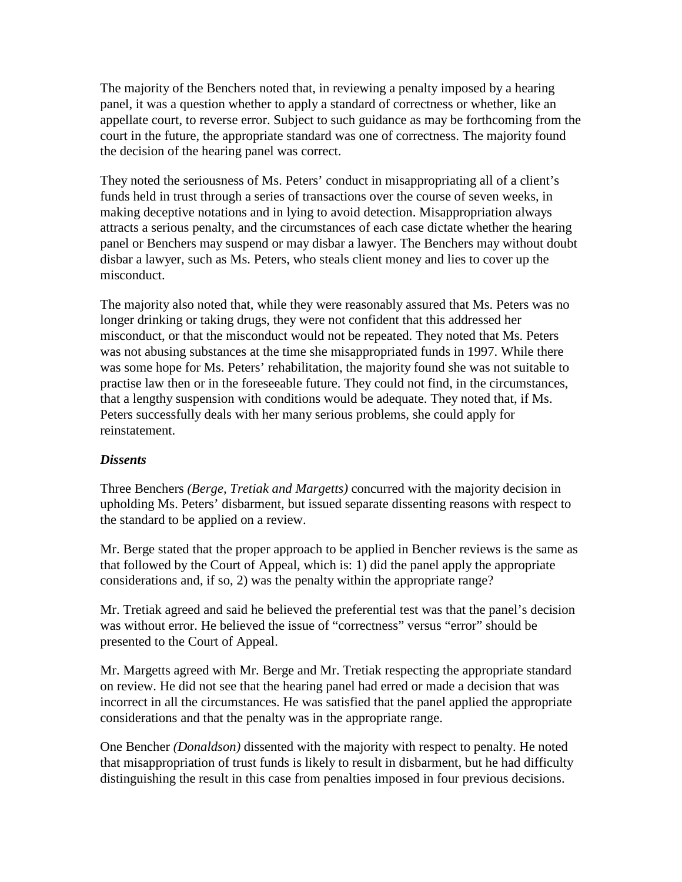The majority of the Benchers noted that, in reviewing a penalty imposed by a hearing panel, it was a question whether to apply a standard of correctness or whether, like an appellate court, to reverse error. Subject to such guidance as may be forthcoming from the court in the future, the appropriate standard was one of correctness. The majority found the decision of the hearing panel was correct.

They noted the seriousness of Ms. Peters' conduct in misappropriating all of a client's funds held in trust through a series of transactions over the course of seven weeks, in making deceptive notations and in lying to avoid detection. Misappropriation always attracts a serious penalty, and the circumstances of each case dictate whether the hearing panel or Benchers may suspend or may disbar a lawyer. The Benchers may without doubt disbar a lawyer, such as Ms. Peters, who steals client money and lies to cover up the misconduct.

The majority also noted that, while they were reasonably assured that Ms. Peters was no longer drinking or taking drugs, they were not confident that this addressed her misconduct, or that the misconduct would not be repeated. They noted that Ms. Peters was not abusing substances at the time she misappropriated funds in 1997. While there was some hope for Ms. Peters' rehabilitation, the majority found she was not suitable to practise law then or in the foreseeable future. They could not find, in the circumstances, that a lengthy suspension with conditions would be adequate. They noted that, if Ms. Peters successfully deals with her many serious problems, she could apply for reinstatement.

### *Dissents*

Three Benchers *(Berge, Tretiak and Margetts)* concurred with the majority decision in upholding Ms. Peters' disbarment, but issued separate dissenting reasons with respect to the standard to be applied on a review.

Mr. Berge stated that the proper approach to be applied in Bencher reviews is the same as that followed by the Court of Appeal, which is: 1) did the panel apply the appropriate considerations and, if so, 2) was the penalty within the appropriate range?

Mr. Tretiak agreed and said he believed the preferential test was that the panel's decision was without error. He believed the issue of "correctness" versus "error" should be presented to the Court of Appeal.

Mr. Margetts agreed with Mr. Berge and Mr. Tretiak respecting the appropriate standard on review. He did not see that the hearing panel had erred or made a decision that was incorrect in all the circumstances. He was satisfied that the panel applied the appropriate considerations and that the penalty was in the appropriate range.

One Bencher *(Donaldson)* dissented with the majority with respect to penalty. He noted that misappropriation of trust funds is likely to result in disbarment, but he had difficulty distinguishing the result in this case from penalties imposed in four previous decisions.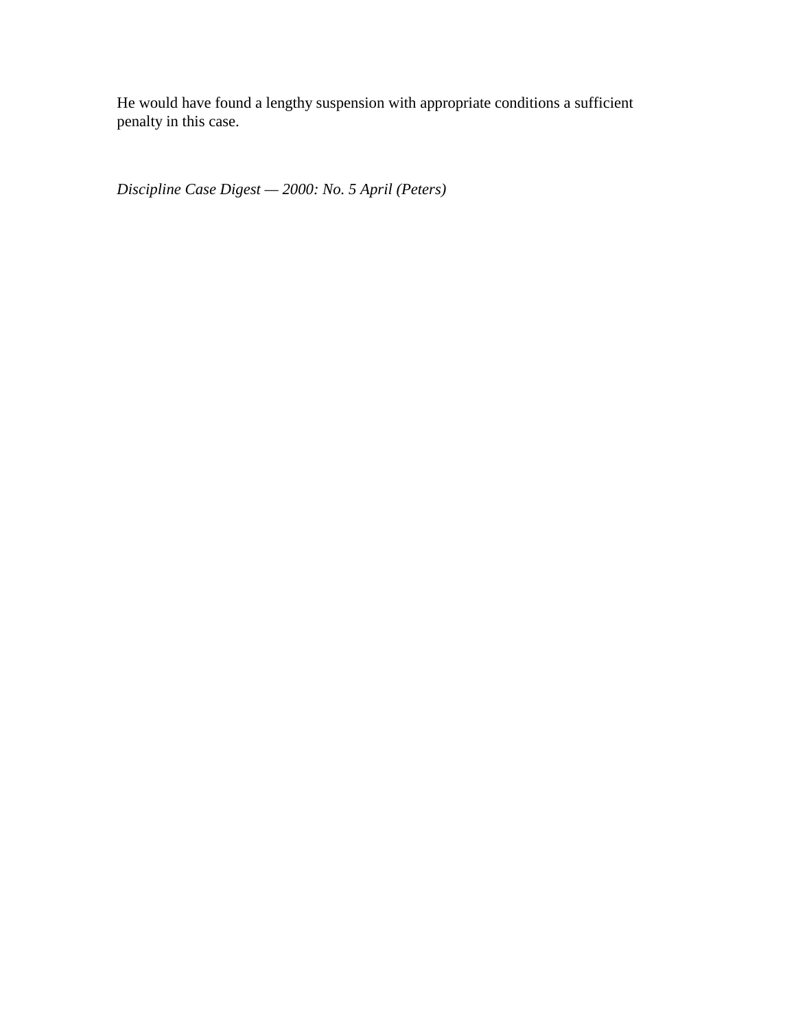He would have found a lengthy suspension with appropriate conditions a sufficient penalty in this case.

*Discipline Case Digest — 2000: No. 5 April (Peters)*